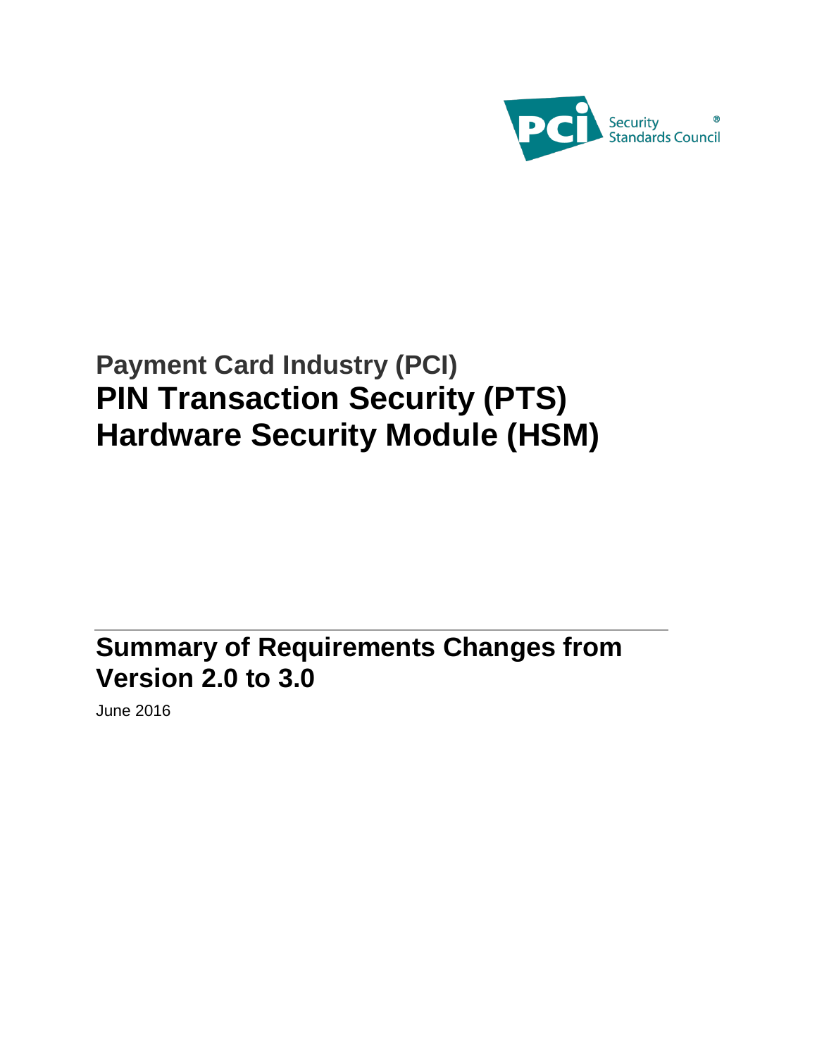# Payment Card Industry (PCI)
# PIN Transaction Security (PTS) Hardware Security Module (HSM)

## Summary of Requirements Changes from Version 2.0 to 3.0

June 2016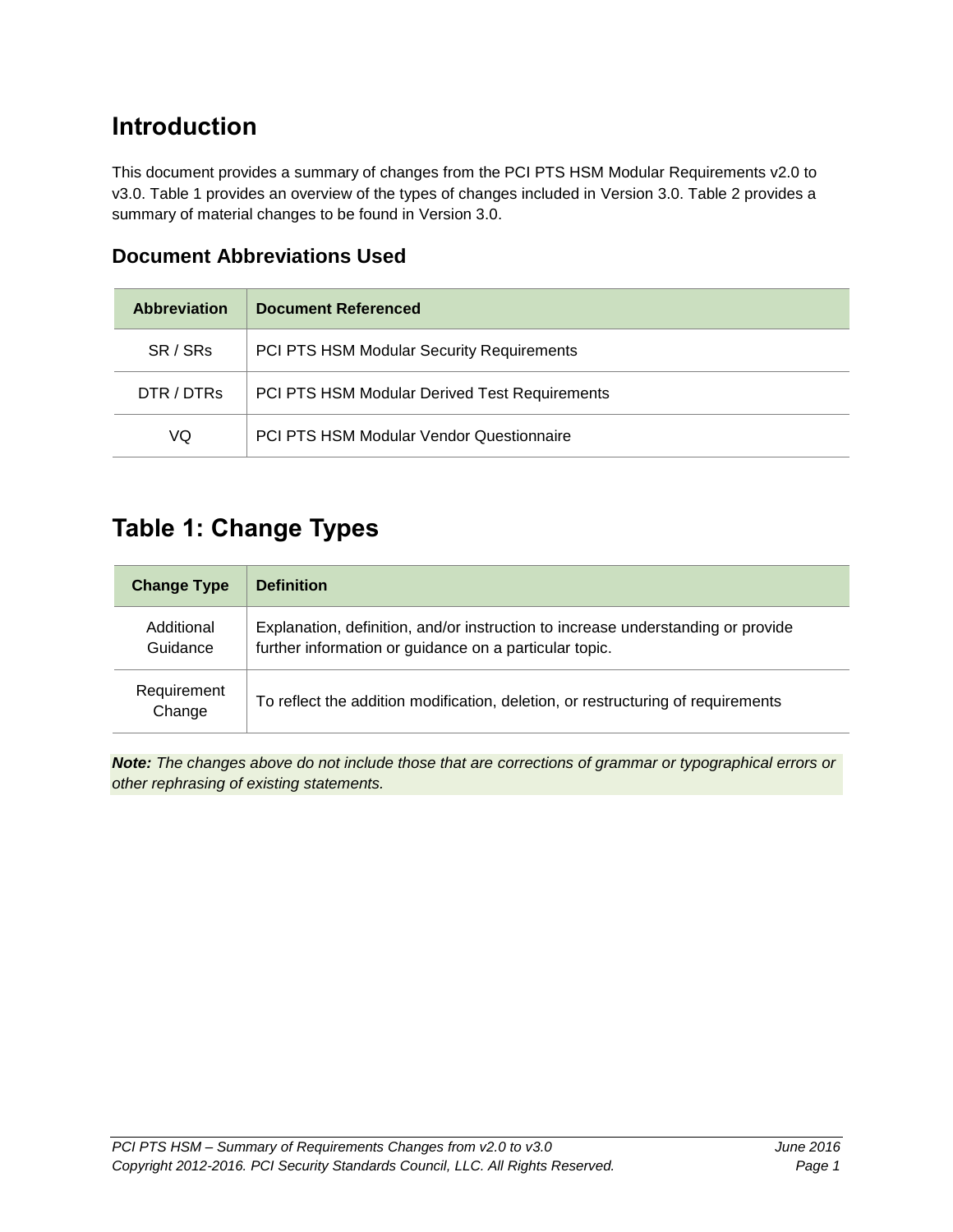# Introduction

This document provides a summary of changes from the PCI PTS HSM Modular Requirements v2.0 to v3.0. Table 1 provides an overview of the types of changes included in Version 3.0. Table 2 provides a summary of material changes to be found in Version 3.0.

## Document Abbreviations Used

| Abbreviation | Document Referenced |
| --- | --- |
| SR / SRs | PCI PTS HSM Modular Security Requirements |
| DTR / DTRs | PCI PTS HSM Modular Derived Test Requirements |
| VQ | PCI PTS HSM Modular Vendor Questionnaire |

# Table 1: Change Types

| Change Type | Definition |
| --- | --- |
| Additional Guidance | Explanation, definition, and/or instruction to increase understanding or provide further information or guidance on a particular topic. |
| Requirement Change | To reflect the addition modification, deletion, or restructuring of requirements |

***Note:*** *The changes above do not include those that are corrections of grammar or typographical errors or other rephrasing of existing statements.*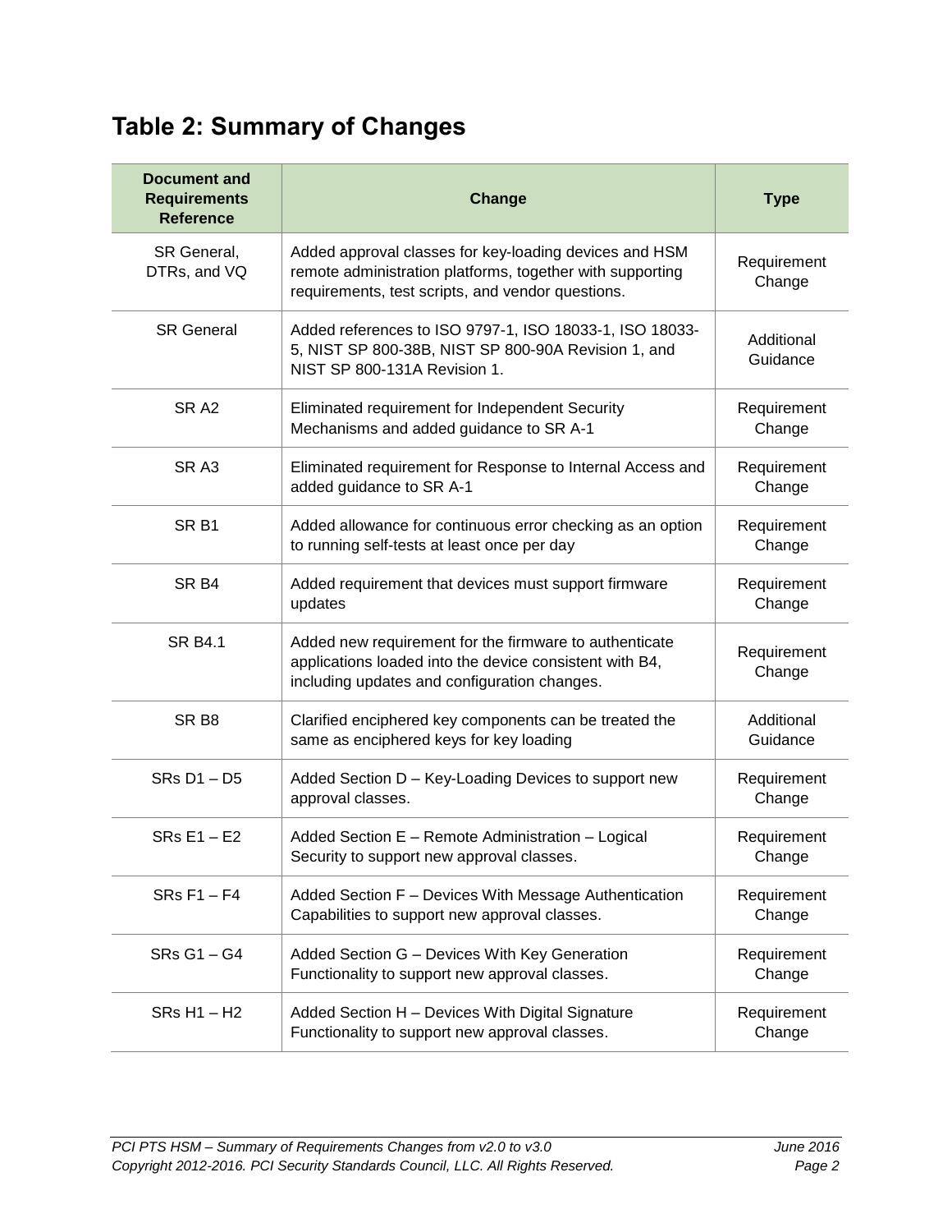## Table 2: Summary of Changes

| Document and Requirements Reference | Change | Type |
| --- | --- | --- |
| SR General, DTRs, and VQ | Added approval classes for key-loading devices and HSM remote administration platforms, together with supporting requirements, test scripts, and vendor questions. | Requirement Change |
| SR General | Added references to ISO 9797-1, ISO 18033-1, ISO 18033-5, NIST SP 800-38B, NIST SP 800-90A Revision 1, and NIST SP 800-131A Revision 1. | Additional Guidance |
| SR A2 | Eliminated requirement for Independent Security Mechanisms and added guidance to SR A-1 | Requirement Change |
| SR A3 | Eliminated requirement for Response to Internal Access and added guidance to SR A-1 | Requirement Change |
| SR B1 | Added allowance for continuous error checking as an option to running self-tests at least once per day | Requirement Change |
| SR B4 | Added requirement that devices must support firmware updates | Requirement Change |
| SR B4.1 | Added new requirement for the firmware to authenticate applications loaded into the device consistent with B4, including updates and configuration changes. | Requirement Change |
| SR B8 | Clarified enciphered key components can be treated the same as enciphered keys for key loading | Additional Guidance |
| SRs D1 – D5 | Added Section D – Key-Loading Devices to support new approval classes. | Requirement Change |
| SRs E1 – E2 | Added Section E – Remote Administration – Logical Security to support new approval classes. | Requirement Change |
| SRs F1 – F4 | Added Section F – Devices With Message Authentication Capabilities to support new approval classes. | Requirement Change |
| SRs G1 – G4 | Added Section G – Devices With Key Generation Functionality to support new approval classes. | Requirement Change |
| SRs H1 – H2 | Added Section H – Devices With Digital Signature Functionality to support new approval classes. | Requirement Change |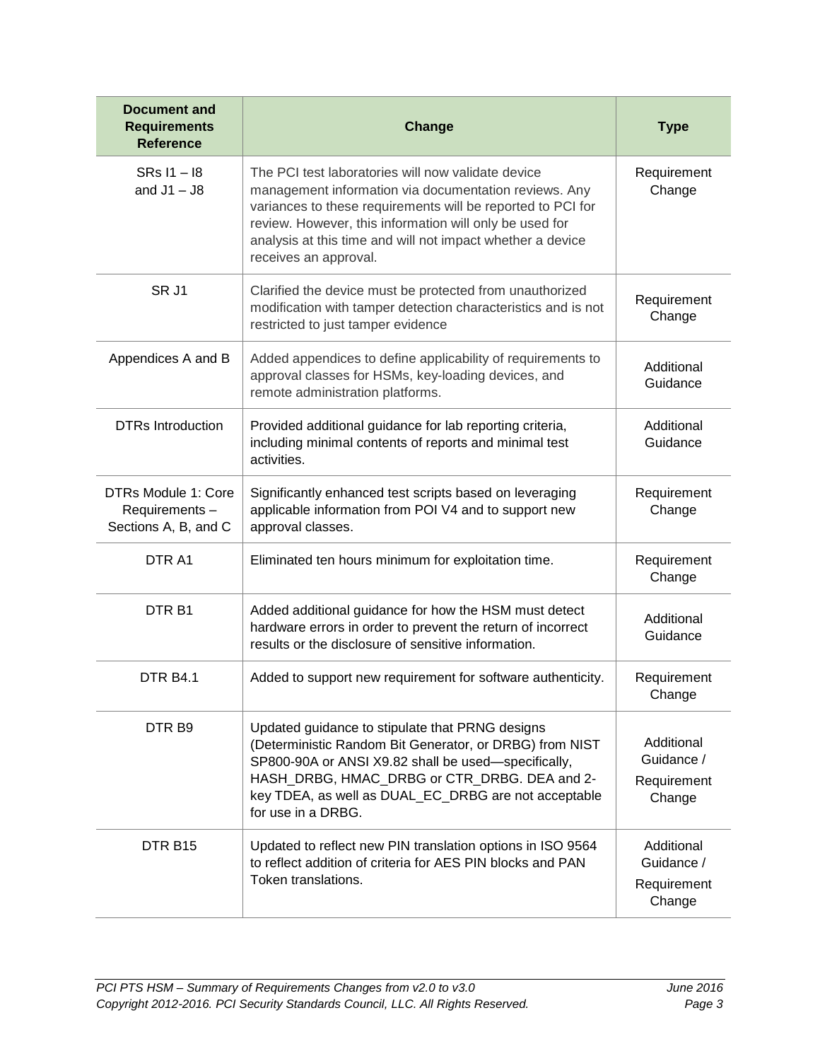| Document and Requirements Reference | Change | Type |
|---|---|---|
| SRs I1 – I8 and J1 – J8 | The PCI test laboratories will now validate device management information via documentation reviews. Any variances to these requirements will be reported to PCI for review. However, this information will only be used for analysis at this time and will not impact whether a device receives an approval. | Requirement Change |
| SR J1 | Clarified the device must be protected from unauthorized modification with tamper detection characteristics and is not restricted to just tamper evidence | Requirement Change |
| Appendices A and B | Added appendices to define applicability of requirements to approval classes for HSMs, key-loading devices, and remote administration platforms. | Additional Guidance |
| DTRs Introduction | Provided additional guidance for lab reporting criteria, including minimal contents of reports and minimal test activities. | Additional Guidance |
| DTRs Module 1: Core Requirements – Sections A, B, and C | Significantly enhanced test scripts based on leveraging applicable information from POI V4 and to support new approval classes. | Requirement Change |
| DTR A1 | Eliminated ten hours minimum for exploitation time. | Requirement Change |
| DTR B1 | Added additional guidance for how the HSM must detect hardware errors in order to prevent the return of incorrect results or the disclosure of sensitive information. | Additional Guidance |
| DTR B4.1 | Added to support new requirement for software authenticity. | Requirement Change |
| DTR B9 | Updated guidance to stipulate that PRNG designs (Deterministic Random Bit Generator, or DRBG) from NIST SP800-90A or ANSI X9.82 shall be used—specifically, HASH_DRBG, HMAC_DRBG or CTR_DRBG. DEA and 2-key TDEA, as well as DUAL_EC_DRBG are not acceptable for use in a DRBG. | Additional Guidance / Requirement Change |
| DTR B15 | Updated to reflect new PIN translation options in ISO 9564 to reflect addition of criteria for AES PIN blocks and PAN Token translations. | Additional Guidance / Requirement Change |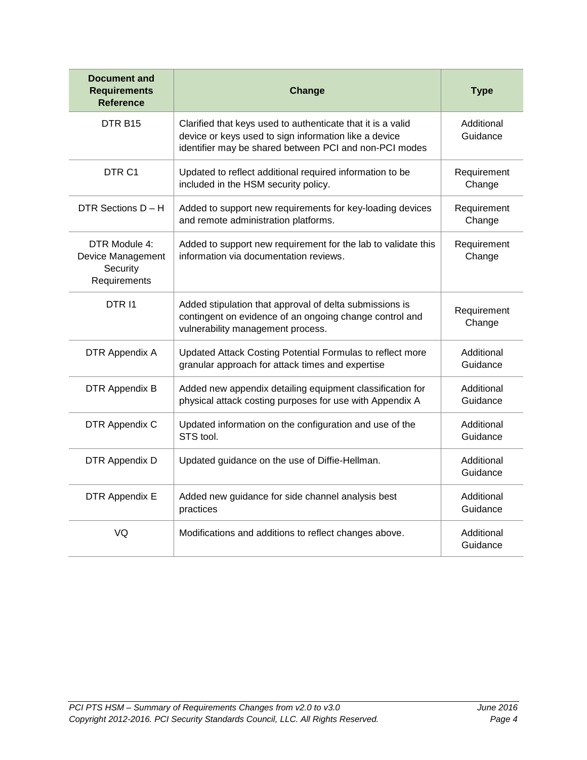| Document and Requirements Reference | Change | Type |
|---|---|---|
| DTR B15 | Clarified that keys used to authenticate that it is a valid device or keys used to sign information like a device identifier may be shared between PCI and non-PCI modes | Additional Guidance |
| DTR C1 | Updated to reflect additional required information to be included in the HSM security policy. | Requirement Change |
| DTR Sections D – H | Added to support new requirements for key-loading devices and remote administration platforms. | Requirement Change |
| DTR Module 4: Device Management Security Requirements | Added to support new requirement for the lab to validate this information via documentation reviews. | Requirement Change |
| DTR I1 | Added stipulation that approval of delta submissions is contingent on evidence of an ongoing change control and vulnerability management process. | Requirement Change |
| DTR Appendix A | Updated Attack Costing Potential Formulas to reflect more granular approach for attack times and expertise | Additional Guidance |
| DTR Appendix B | Added new appendix detailing equipment classification for physical attack costing purposes for use with Appendix A | Additional Guidance |
| DTR Appendix C | Updated information on the configuration and use of the STS tool. | Additional Guidance |
| DTR Appendix D | Updated guidance on the use of Diffie-Hellman. | Additional Guidance |
| DTR Appendix E | Added new guidance for side channel analysis best practices | Additional Guidance |
| VQ | Modifications and additions to reflect changes above. | Additional Guidance |